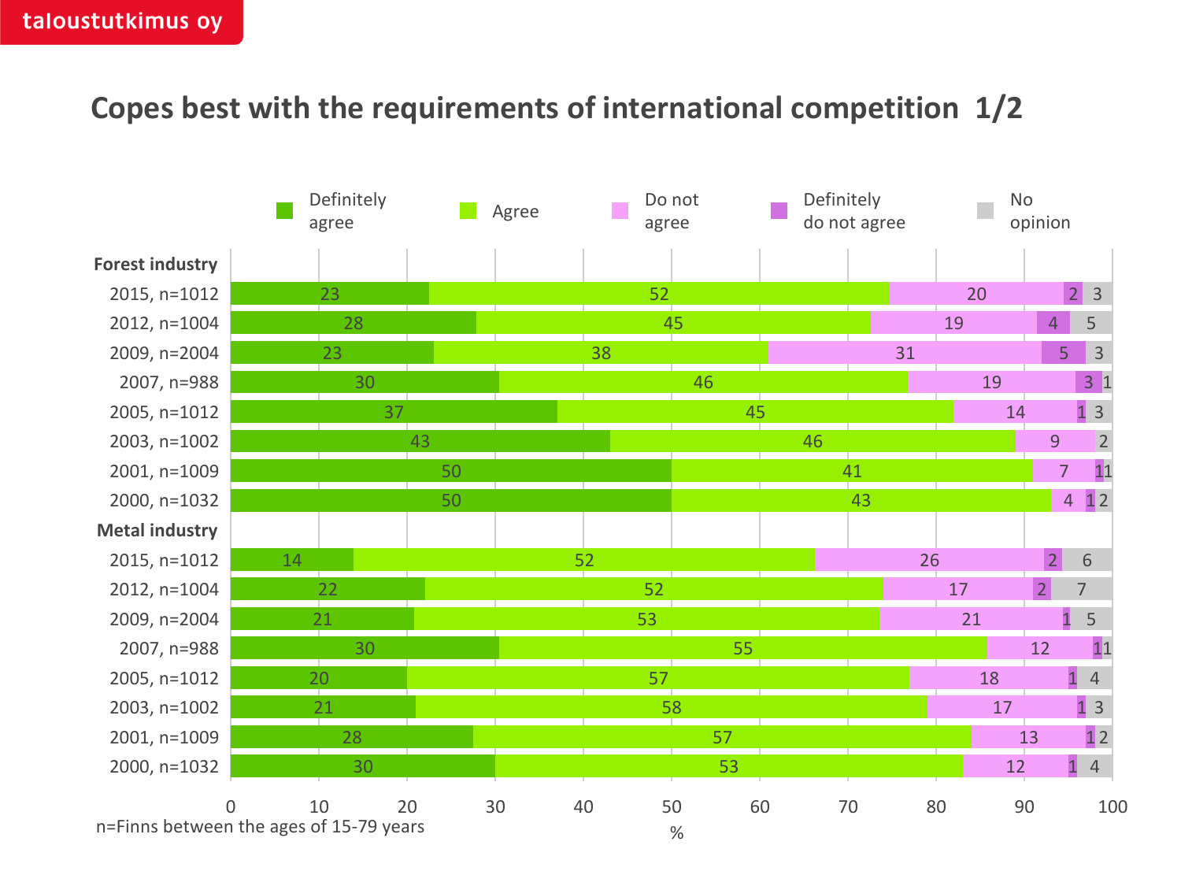taloustutkimus oy

# Copes best with the requirements of international competition 1/2

| | Definitely agree | Agree | Do not agree | Definitely do not agree | No opinion |
|---|---|---|---|---|---|
| **Forest industry** | | | | | |
| 2015, n=1012 | 23 | 52 | 20 | 2 | 3 |
| 2012, n=1004 | 28 | 45 | 19 | 4 | 5 |
| 2009, n=2004 | 23 | 38 | 31 | 5 | 3 |
| 2007, n=988 | 30 | 46 | 19 | 3 | 1 |
| 2005, n=1012 | 37 | 45 | 14 | 1 | 3 |
| 2003, n=1002 | 43 | 46 | 9 | | 2 |
| 2001, n=1009 | 50 | 41 | 7 | 1 | 1 |
| 2000, n=1032 | 50 | 43 | 4 | 1 | 2 |
| **Metal industry** | | | | | |
| 2015, n=1012 | 14 | 52 | 26 | 2 | 6 |
| 2012, n=1004 | 22 | 52 | 17 | 2 | 7 |
| 2009, n=2004 | 21 | 53 | 21 | 1 | 5 |
| 2007, n=988 | 30 | 55 | 12 | 1 | 1 |
| 2005, n=1012 | 20 | 57 | 18 | 1 | 4 |
| 2003, n=1002 | 21 | 58 | 17 | 1 | 3 |
| 2001, n=1009 | 28 | 57 | 13 | 1 | 2 |
| 2000, n=1032 | 30 | 53 | 12 | 1 | 4 |

%

n=Finns between the ages of 15-79 years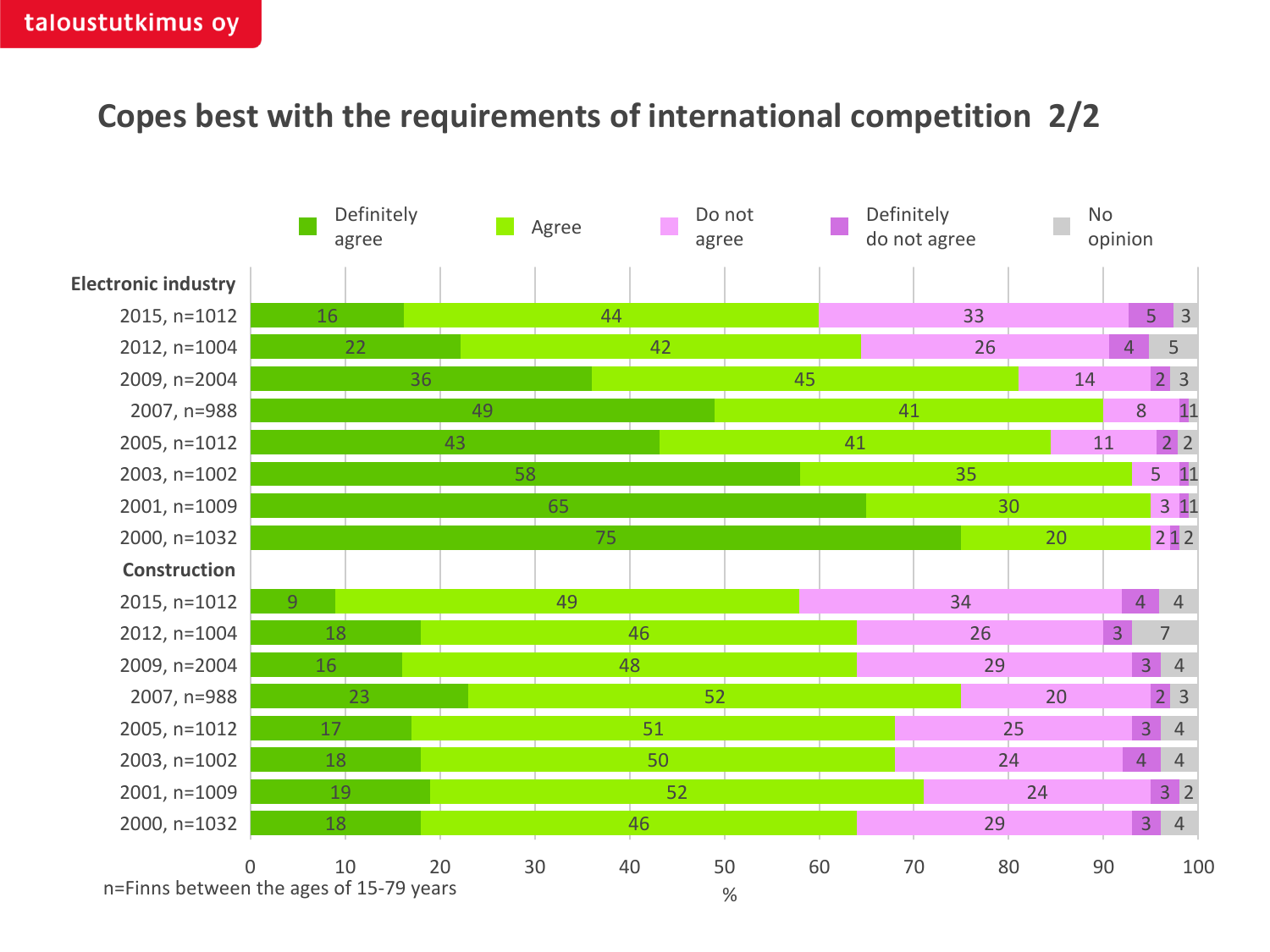taloustutkimus oy

# Copes best with the requirements of international competition 2/2

Definitely agree
Agree
Do not agree
Definitely do not agree
No opinion

**Electronic industry**

2015, n=1012: 16 44 33 5 3
2012, n=1004: 22 42 26 4 5
2009, n=2004: 36 45 14 2 3
2007, n=988: 49 41 8 1 1
2005, n=1012: 43 41 11 2 2
2003, n=1002: 58 35 5 1 1
2001, n=1009: 65 30 3 1 1
2000, n=1032: 75 20 2 1 2

**Construction**

2015, n=1012: 9 49 34 4 4
2012, n=1004: 18 46 26 3 7
2009, n=2004: 16 48 29 3 4
2007, n=988: 23 52 20 2 3
2005, n=1012: 17 51 25 3 4
2003, n=1002: 18 50 24 4 4
2001, n=1009: 19 52 24 3 2
2000, n=1032: 18 46 29 3 4

0 10 20 30 40 50 60 70 80 90 100

%

n=Finns between the ages of 15-79 years